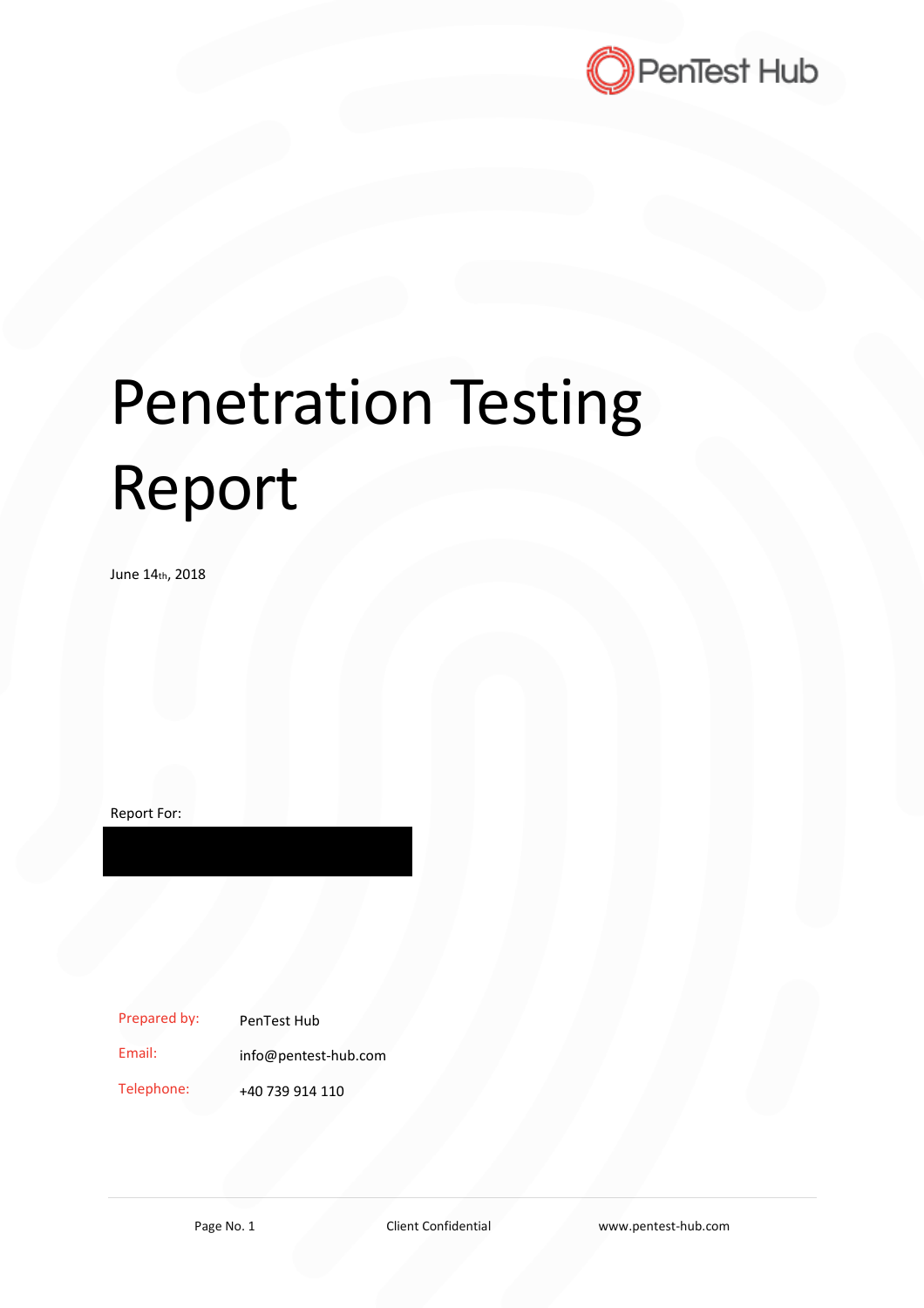PenTest Hub

# Penetration Testing Report

June 14th, 2018

Report For:

| | |
|---|---|
| Prepared by: | PenTest Hub |
| Email: | info@pentest-hub.com |
| Telephone: | +40 739 914 110 |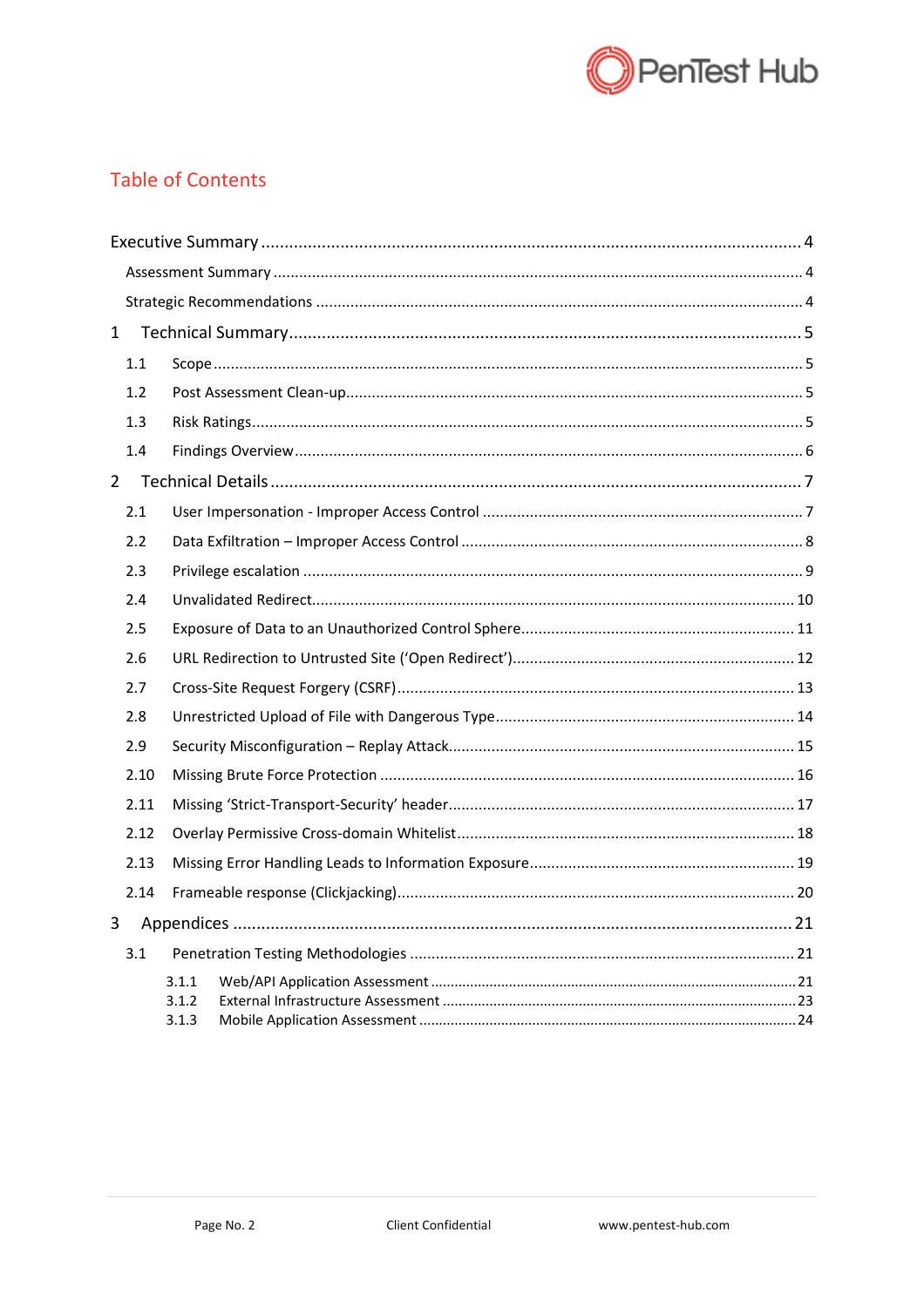## Table of Contents

- Executive Summary ..... 4
  - Assessment Summary ..... 4
  - Strategic Recommendations ..... 4
- 1 Technical Summary ..... 5
  - 1.1 Scope ..... 5
  - 1.2 Post Assessment Clean-up ..... 5
  - 1.3 Risk Ratings ..... 5
  - 1.4 Findings Overview ..... 6
- 2 Technical Details ..... 7
  - 2.1 User Impersonation - Improper Access Control ..... 7
  - 2.2 Data Exfiltration – Improper Access Control ..... 8
  - 2.3 Privilege escalation ..... 9
  - 2.4 Unvalidated Redirect ..... 10
  - 2.5 Exposure of Data to an Unauthorized Control Sphere ..... 11
  - 2.6 URL Redirection to Untrusted Site ('Open Redirect') ..... 12
  - 2.7 Cross-Site Request Forgery (CSRF) ..... 13
  - 2.8 Unrestricted Upload of File with Dangerous Type ..... 14
  - 2.9 Security Misconfiguration – Replay Attack ..... 15
  - 2.10 Missing Brute Force Protection ..... 16
  - 2.11 Missing 'Strict-Transport-Security' header ..... 17
  - 2.12 Overlay Permissive Cross-domain Whitelist ..... 18
  - 2.13 Missing Error Handling Leads to Information Exposure ..... 19
  - 2.14 Frameable response (Clickjacking) ..... 20
- 3 Appendices ..... 21
  - 3.1 Penetration Testing Methodologies ..... 21
    - 3.1.1 Web/API Application Assessment ..... 21
    - 3.1.2 External Infrastructure Assessment ..... 23
    - 3.1.3 Mobile Application Assessment ..... 24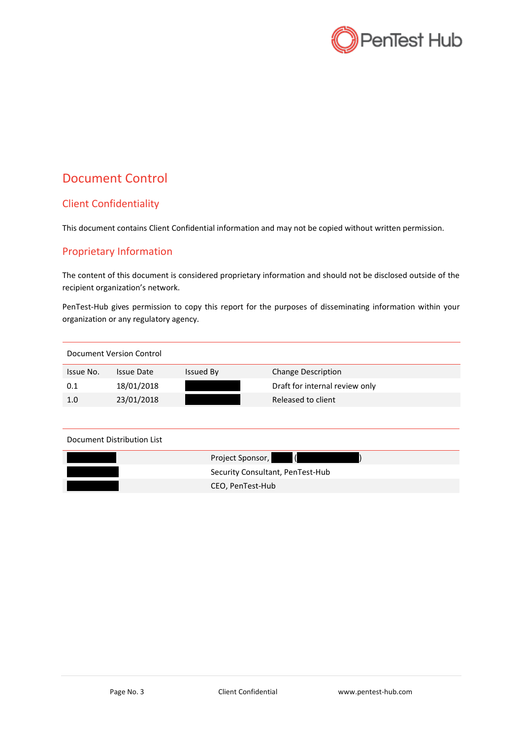# Document Control

## Client Confidentiality

This document contains Client Confidential information and may not be copied without written permission.

## Proprietary Information

The content of this document is considered proprietary information and should not be disclosed outside of the recipient organization's network.

PenTest-Hub gives permission to copy this report for the purposes of disseminating information within your organization or any regulatory agency.

Document Version Control

| Issue No. | Issue Date | Issued By | Change Description |
|---|---|---|---|
| 0.1 | 18/01/2018 | | Draft for internal review only |
| 1.0 | 23/01/2018 | | Released to client |

Document Distribution List

| | |
|---|---|
| | Project Sponsor, ( ) |
| | Security Consultant, PenTest-Hub |
| | CEO, PenTest-Hub |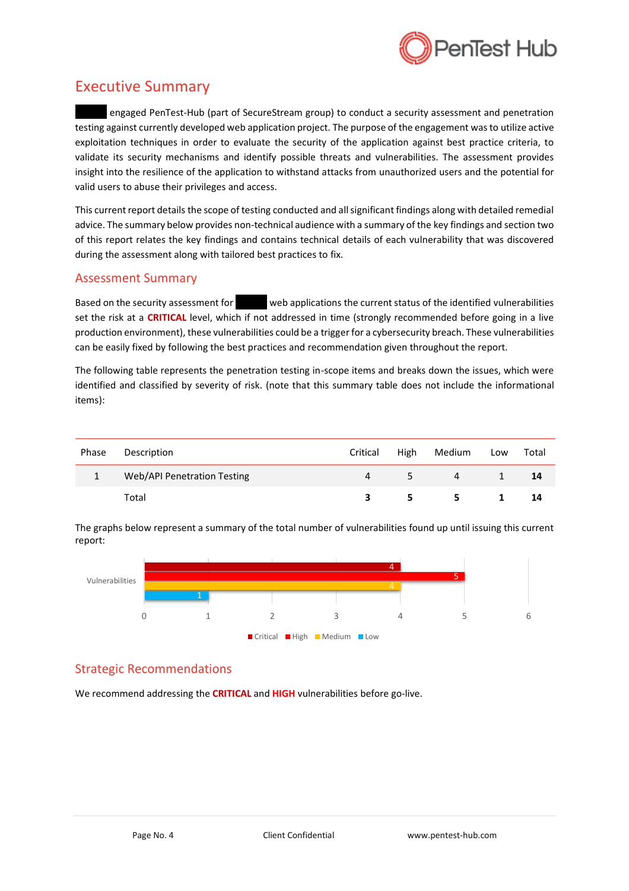# Executive Summary

█████ engaged PenTest-Hub (part of SecureStream group) to conduct a security assessment and penetration testing against currently developed web application project. The purpose of the engagement was to utilize active exploitation techniques in order to evaluate the security of the application against best practice criteria, to validate its security mechanisms and identify possible threats and vulnerabilities. The assessment provides insight into the resilience of the application to withstand attacks from unauthorized users and the potential for valid users to abuse their privileges and access.

This current report details the scope of testing conducted and all significant findings along with detailed remedial advice. The summary below provides non-technical audience with a summary of the key findings and section two of this report relates the key findings and contains technical details of each vulnerability that was discovered during the assessment along with tailored best practices to fix.

## Assessment Summary

Based on the security assessment for █████ web applications the current status of the identified vulnerabilities set the risk at a **CRITICAL** level, which if not addressed in time (strongly recommended before going in a live production environment), these vulnerabilities could be a trigger for a cybersecurity breach. These vulnerabilities can be easily fixed by following the best practices and recommendation given throughout the report.

The following table represents the penetration testing in-scope items and breaks down the issues, which were identified and classified by severity of risk. (note that this summary table does not include the informational items):

| Phase | Description | Critical | High | Medium | Low | Total |
|---|---|---|---|---|---|---|
| 1 | Web/API Penetration Testing | 4 | 5 | 4 | 1 | **14** |
| | Total | **3** | **5** | **5** | **1** | **14** |

The graphs below represent a summary of the total number of vulnerabilities found up until issuing this current report:

| Vulnerabilities | Critical | High | Medium | Low |
|---|---|---|---|---|
| Count | 4 | 5 | 4 | 1 |

## Strategic Recommendations

We recommend addressing the **CRITICAL** and **HIGH** vulnerabilities before go-live.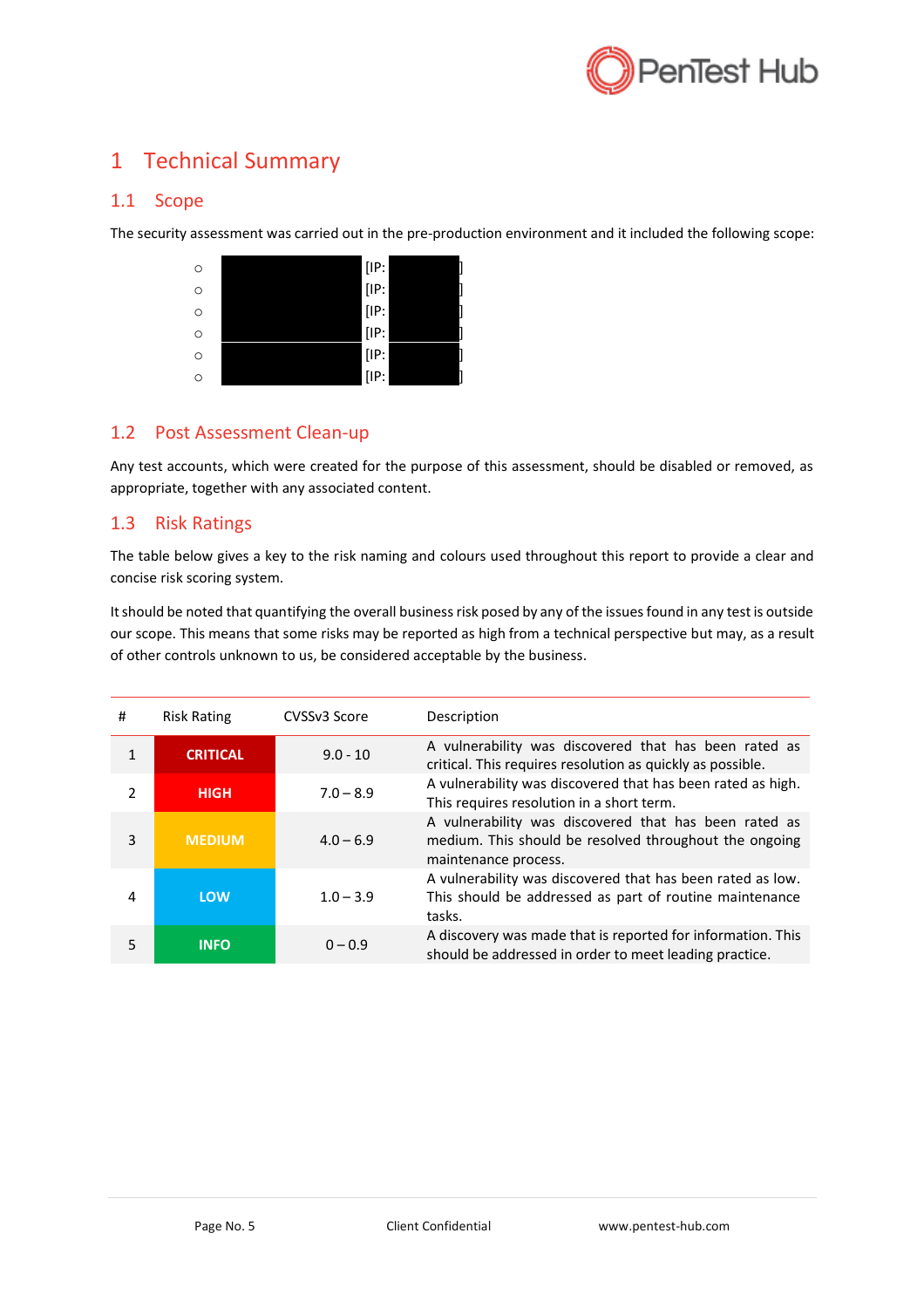# 1 Technical Summary

## 1.1 Scope

The security assessment was carried out in the pre-production environment and it included the following scope:

- [IP: ]
- [IP: ]
- [IP: ]
- [IP: ]
- [IP: ]
- [IP: ]

## 1.2 Post Assessment Clean-up

Any test accounts, which were created for the purpose of this assessment, should be disabled or removed, as appropriate, together with any associated content.

## 1.3 Risk Ratings

The table below gives a key to the risk naming and colours used throughout this report to provide a clear and concise risk scoring system.

It should be noted that quantifying the overall business risk posed by any of the issues found in any test is outside our scope. This means that some risks may be reported as high from a technical perspective but may, as a result of other controls unknown to us, be considered acceptable by the business.

| # | Risk Rating | CVSSv3 Score | Description |
|---|---|---|---|
| 1 | **CRITICAL** | 9.0 - 10 | A vulnerability was discovered that has been rated as critical. This requires resolution as quickly as possible. |
| 2 | **HIGH** | 7.0 – 8.9 | A vulnerability was discovered that has been rated as high. This requires resolution in a short term. |
| 3 | **MEDIUM** | 4.0 – 6.9 | A vulnerability was discovered that has been rated as medium. This should be resolved throughout the ongoing maintenance process. |
| 4 | **LOW** | 1.0 – 3.9 | A vulnerability was discovered that has been rated as low. This should be addressed as part of routine maintenance tasks. |
| 5 | **INFO** | 0 – 0.9 | A discovery was made that is reported for information. This should be addressed in order to meet leading practice. |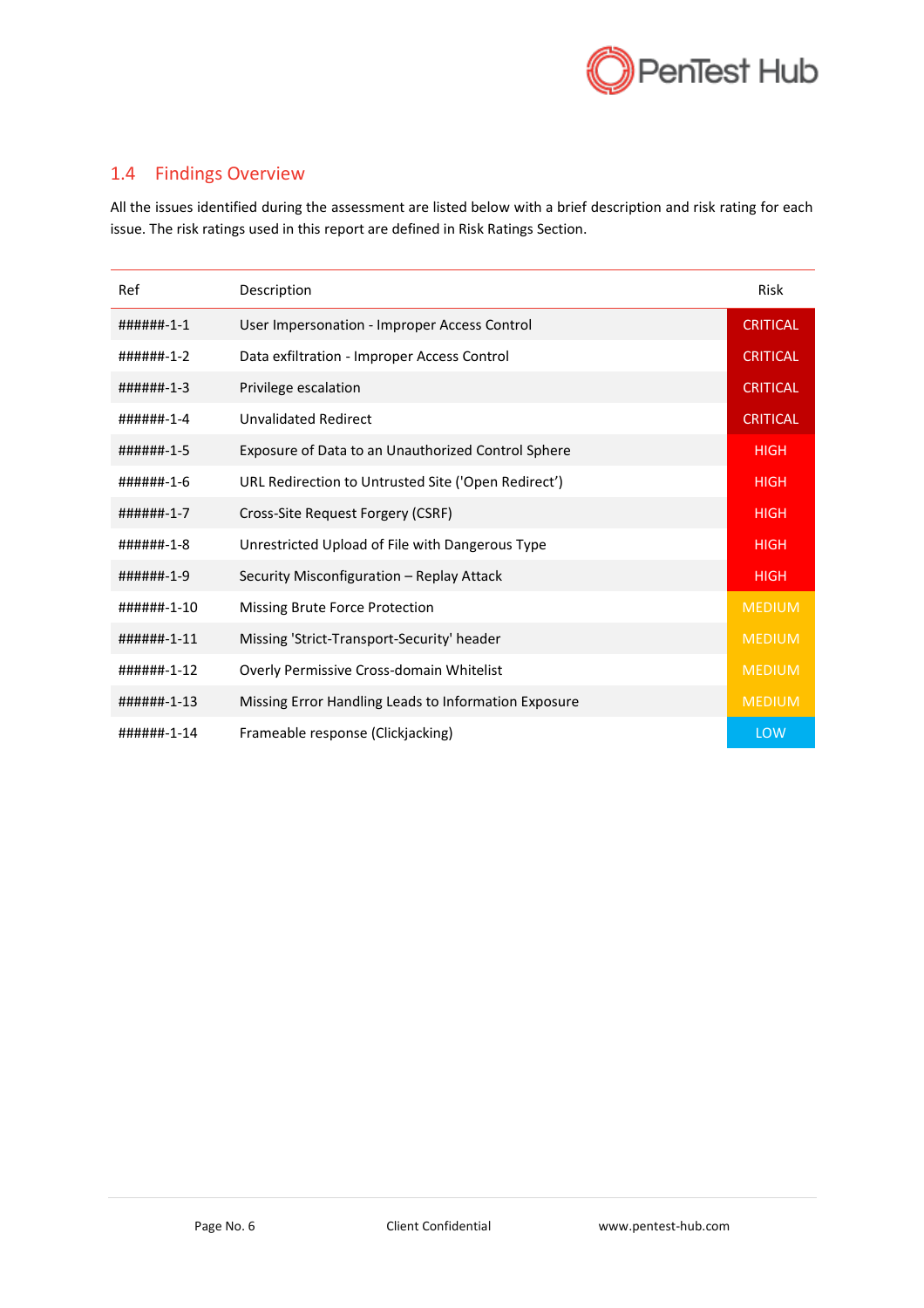## 1.4 Findings Overview

All the issues identified during the assessment are listed below with a brief description and risk rating for each issue. The risk ratings used in this report are defined in Risk Ratings Section.

| Ref | Description | Risk |
|---|---|---|
| ######-1-1 | User Impersonation - Improper Access Control | CRITICAL |
| ######-1-2 | Data exfiltration - Improper Access Control | CRITICAL |
| ######-1-3 | Privilege escalation | CRITICAL |
| ######-1-4 | Unvalidated Redirect | CRITICAL |
| ######-1-5 | Exposure of Data to an Unauthorized Control Sphere | HIGH |
| ######-1-6 | URL Redirection to Untrusted Site ('Open Redirect') | HIGH |
| ######-1-7 | Cross-Site Request Forgery (CSRF) | HIGH |
| ######-1-8 | Unrestricted Upload of File with Dangerous Type | HIGH |
| ######-1-9 | Security Misconfiguration – Replay Attack | HIGH |
| ######-1-10 | Missing Brute Force Protection | MEDIUM |
| ######-1-11 | Missing 'Strict-Transport-Security' header | MEDIUM |
| ######-1-12 | Overly Permissive Cross-domain Whitelist | MEDIUM |
| ######-1-13 | Missing Error Handling Leads to Information Exposure | MEDIUM |
| ######-1-14 | Frameable response (Clickjacking) | LOW |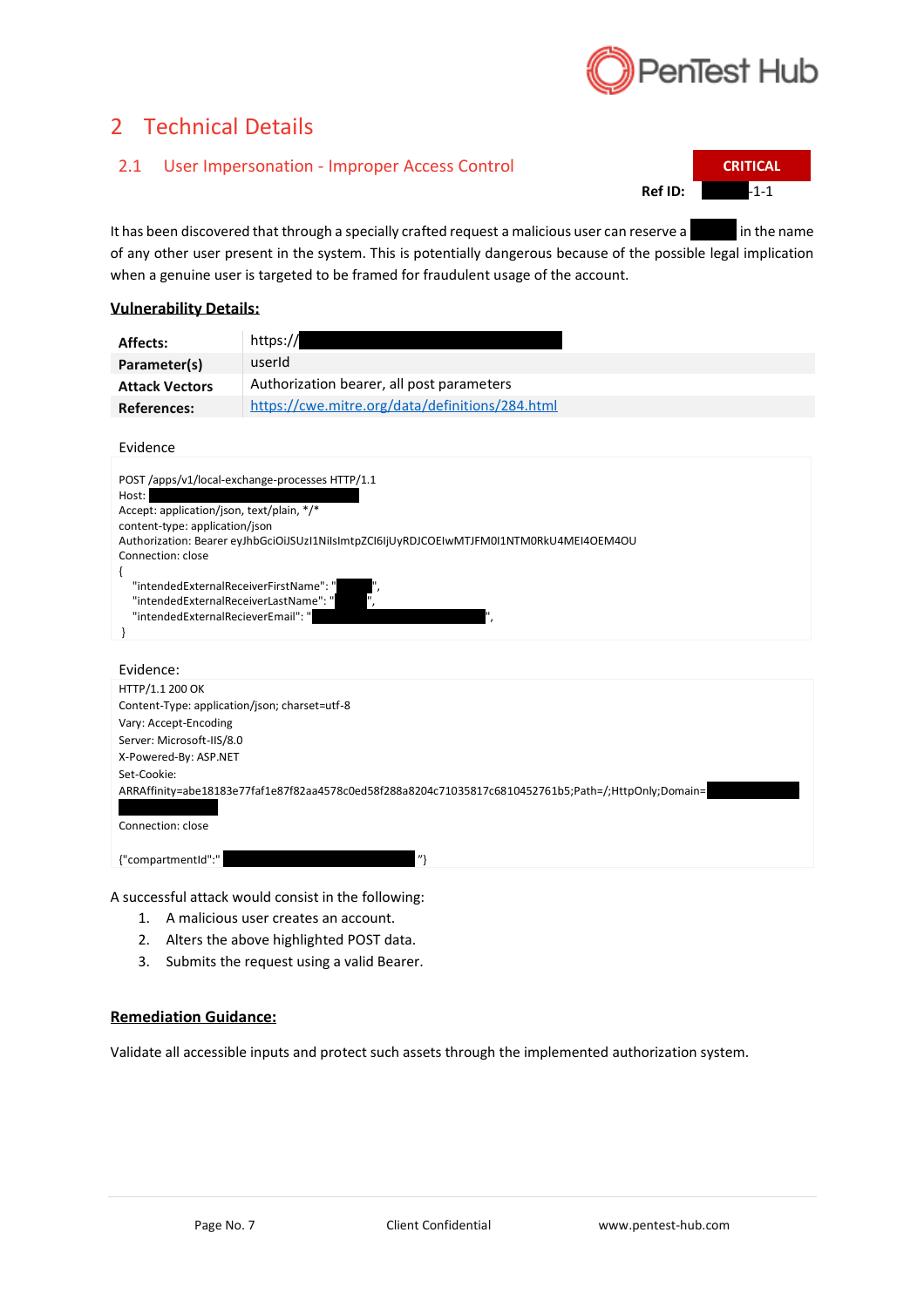# 2 Technical Details

## 2.1 User Impersonation - Improper Access Control

**CRITICAL**

**Ref ID:** -1-1

It has been discovered that through a specially crafted request a malicious user can reserve a in the name of any other user present in the system. This is potentially dangerous because of the possible legal implication when a genuine user is targeted to be framed for fraudulent usage of the account.

**Vulnerability Details:**

| | |
|---|---|
| **Affects:** | https:// |
| **Parameter(s)** | userId |
| **Attack Vectors** | Authorization bearer, all post parameters |
| **References:** | https://cwe.mitre.org/data/definitions/284.html |

Evidence

```
POST /apps/v1/local-exchange-processes HTTP/1.1
Host:
Accept: application/json, text/plain, */*
content-type: application/json
Authorization: Bearer eyJhbGciOiJSUzI1NiIsImtpZCI6IjUyRDJCOEIwMTJFM0I1NTM0RkU4MEI4OEM4OU
Connection: close
{
   "intendedExternalReceiverFirstName": "",
   "intendedExternalReceiverLastName": "",
   "intendedExternalRecieverEmail": "",
}
```

Evidence:

```
HTTP/1.1 200 OK
Content-Type: application/json; charset=utf-8
Vary: Accept-Encoding
Server: Microsoft-IIS/8.0
X-Powered-By: ASP.NET
Set-Cookie:
ARRAffinity=abe18183e77faf1e87f82aa4578c0ed58f288a8204c71035817c6810452761b5;Path=/;HttpOnly;Domain=

Connection: close

{"compartmentId":""}
```

A successful attack would consist in the following:

1. A malicious user creates an account.
2. Alters the above highlighted POST data.
3. Submits the request using a valid Bearer.

**Remediation Guidance:**

Validate all accessible inputs and protect such assets through the implemented authorization system.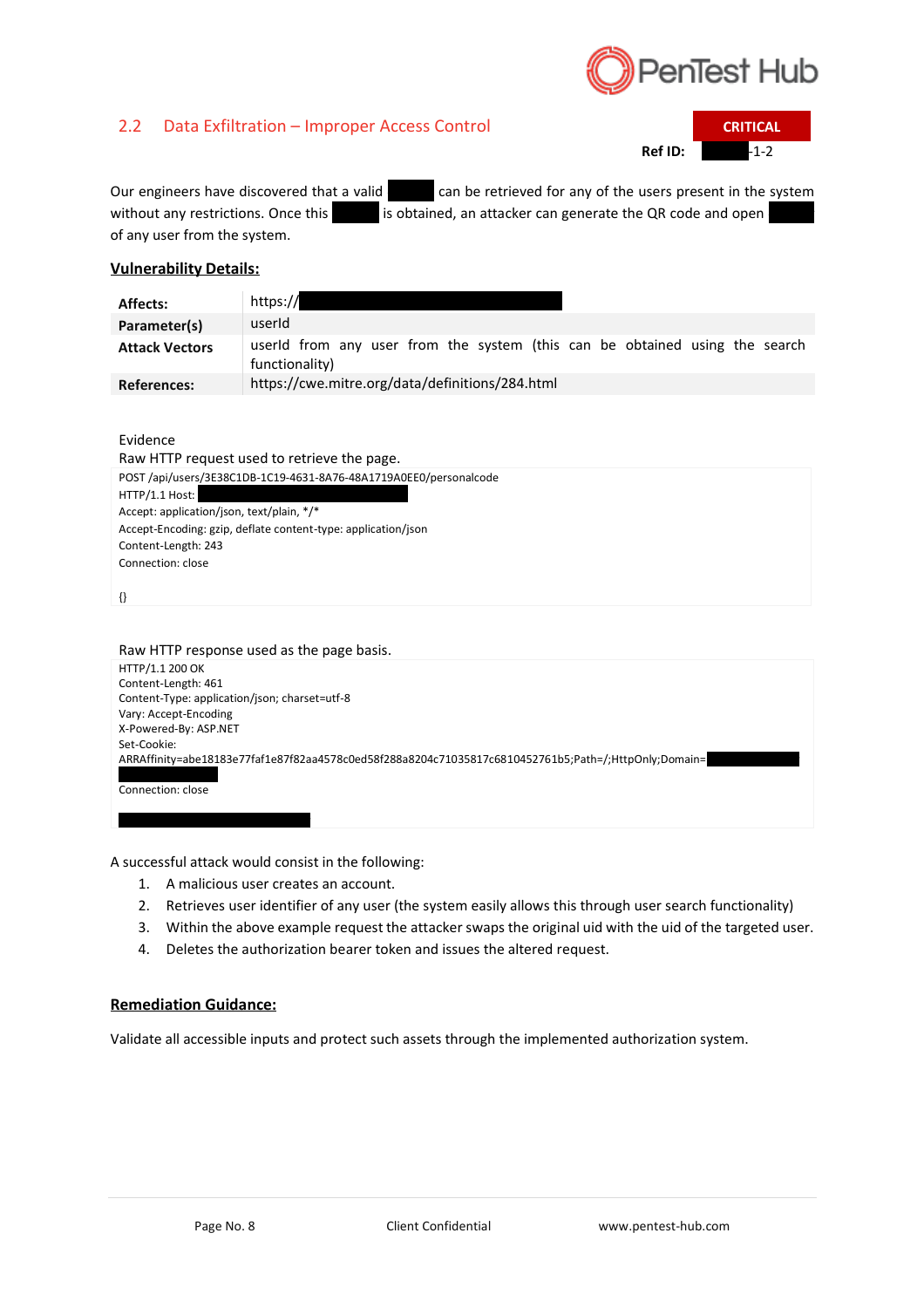## 2.2 Data Exfiltration – Improper Access Control

**CRITICAL**

**Ref ID:** -1-2

Our engineers have discovered that a valid can be retrieved for any of the users present in the system without any restrictions. Once this is obtained, an attacker can generate the QR code and open of any user from the system.

### Vulnerability Details:

| | |
|---|---|
| **Affects:** | https:// |
| **Parameter(s)** | userId |
| **Attack Vectors** | userId from any user from the system (this can be obtained using the search functionality) |
| **References:** | https://cwe.mitre.org/data/definitions/284.html |

Evidence

Raw HTTP request used to retrieve the page.

```
POST /api/users/3E38C1DB-1C19-4631-8A76-48A1719A0EE0/personalcode
HTTP/1.1 Host:
Accept: application/json, text/plain, */*
Accept-Encoding: gzip, deflate content-type: application/json
Content-Length: 243
Connection: close

{}
```

Raw HTTP response used as the page basis.

```
HTTP/1.1 200 OK
Content-Length: 461
Content-Type: application/json; charset=utf-8
Vary: Accept-Encoding
X-Powered-By: ASP.NET
Set-Cookie:
ARRAffinity=abe18183e77faf1e87f82aa4578c0ed58f288a8204c71035817c6810452761b5;Path=/;HttpOnly;Domain=

Connection: close
```

A successful attack would consist in the following:

1. A malicious user creates an account.
2. Retrieves user identifier of any user (the system easily allows this through user search functionality)
3. Within the above example request the attacker swaps the original uid with the uid of the targeted user.
4. Deletes the authorization bearer token and issues the altered request.

### Remediation Guidance:

Validate all accessible inputs and protect such assets through the implemented authorization system.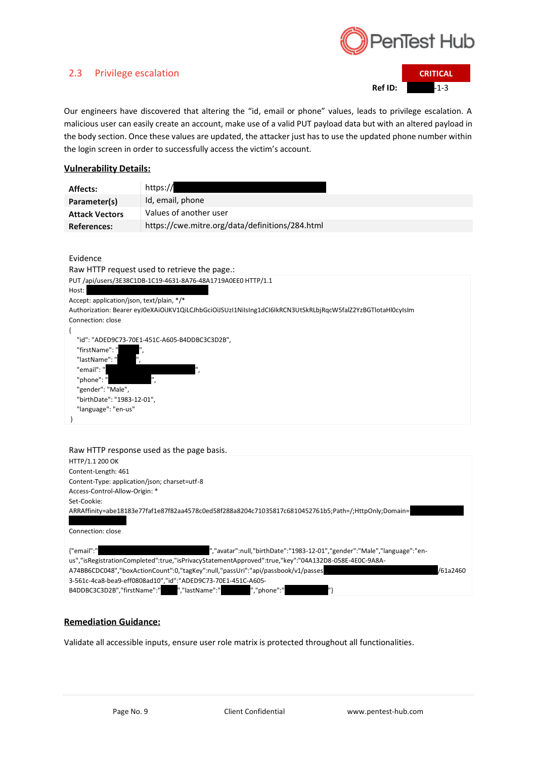## 2.3 Privilege escalation

**CRITICAL**

**Ref ID:** -1-3

Our engineers have discovered that altering the "id, email or phone" values, leads to privilege escalation. A malicious user can easily create an account, make use of a valid PUT payload data but with an altered payload in the body section. Once these values are updated, the attacker just has to use the updated phone number within the login screen in order to successfully access the victim's account.

**Vulnerability Details:**

| | |
|---|---|
| **Affects:** | https:// |
| **Parameter(s)** | Id, email, phone |
| **Attack Vectors** | Values of another user |
| **References:** | https://cwe.mitre.org/data/definitions/284.html |

Evidence

Raw HTTP request used to retrieve the page.:

```
PUT /api/users/3E38C1DB-1C19-4631-8A76-48A1719A0EE0 HTTP/1.1
Host:
Accept: application/json, text/plain, */*
Authorization: Bearer eyJ0eXAiOiJKV1QiLCJhbGciOiJSUzI1NiIsIng1dCI6IkRCN3UtSkRLbjRqcW5falZ2YzBGTlotaHl0cyIsIm
Connection: close
{
   "id": "ADED9C73-70E1-451C-A605-B4DDBC3C3D2B",
   "firstName": "",
   "lastName": "",
   "email": "",
   "phone": "",
   "gender": "Male",
   "birthDate": "1983-12-01",
   "language": "en-us"
}
```

Raw HTTP response used as the page basis.

```
HTTP/1.1 200 OK
Content-Length: 461
Content-Type: application/json; charset=utf-8
Access-Control-Allow-Origin: *
Set-Cookie:
ARRAffinity=abe18183e77faf1e87f82aa4578c0ed58f288a8204c71035817c6810452761b5;Path=/;HttpOnly;Domain=

Connection: close

{"email":"","avatar":null,"birthDate":"1983-12-01","gender":"Male","language":"en-us","isRegistrationCompleted":true,"isPrivacyStatementApproved":true,"key":"04A132D8-058E-4E0C-9A8A-A74BB6CDC048","boxActionCount":0,"tagKey":null,"passUri":"api/passbook/v1/passes/61a24603-561c-4ca8-bea9-eff0808ad10","id":"ADED9C73-70E1-451C-A605-B4DDBC3C3D2B","firstName":"","lastName":"","phone":""}
```

**Remediation Guidance:**

Validate all accessible inputs, ensure user role matrix is protected throughout all functionalities.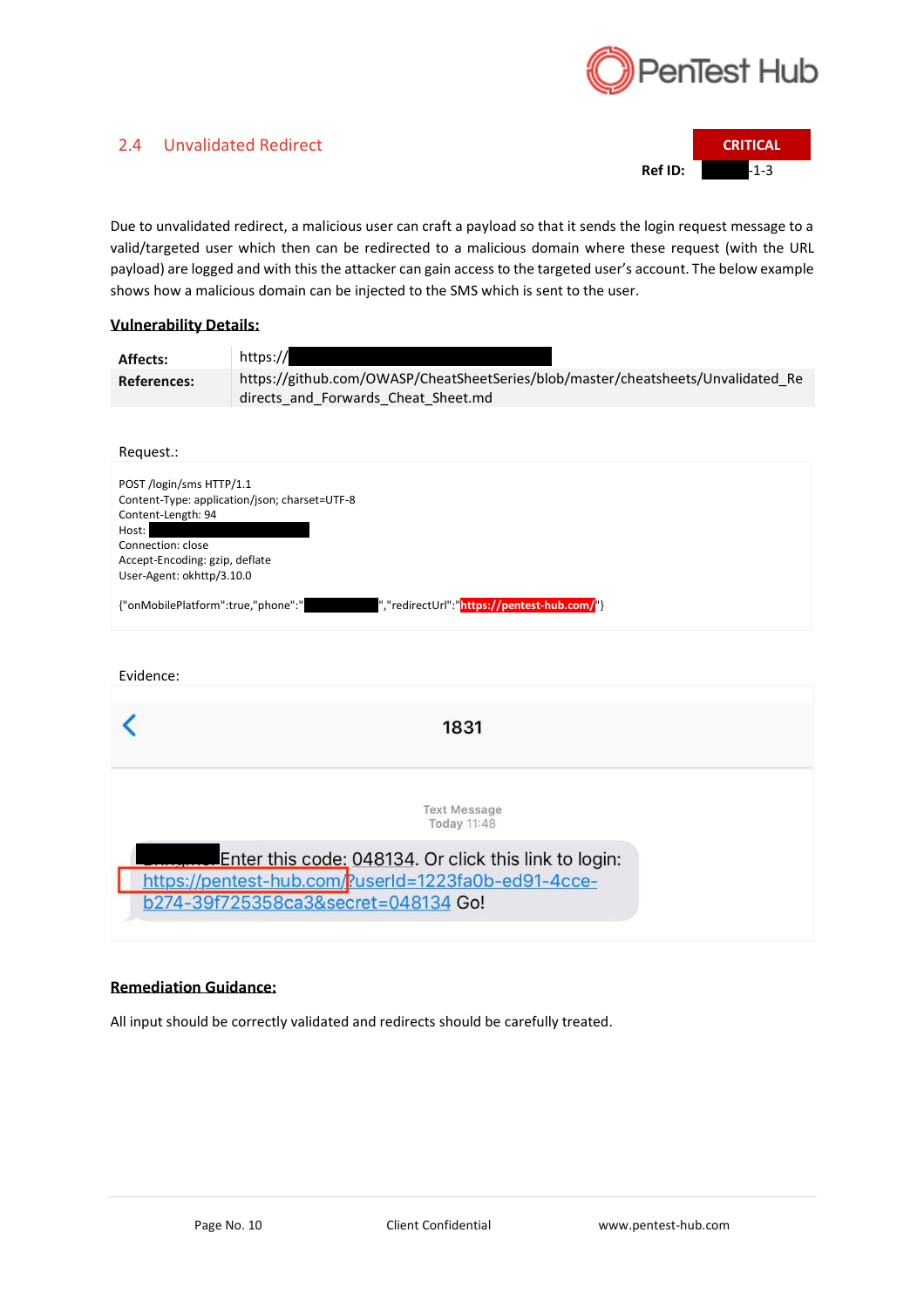## 2.4 Unvalidated Redirect

**CRITICAL**

**Ref ID:** -1-3

Due to unvalidated redirect, a malicious user can craft a payload so that it sends the login request message to a valid/targeted user which then can be redirected to a malicious domain where these request (with the URL payload) are logged and with this the attacker can gain access to the targeted user's account. The below example shows how a malicious domain can be injected to the SMS which is sent to the user.

**Vulnerability Details:**

| | |
|---|---|
| **Affects:** | https:// |
| **References:** | https://github.com/OWASP/CheatSheetSeries/blob/master/cheatsheets/Unvalidated_Redirects_and_Forwards_Cheat_Sheet.md |

Request.:

```
POST /login/sms HTTP/1.1
Content-Type: application/json; charset=UTF-8
Content-Length: 94
Host: 
Connection: close
Accept-Encoding: gzip, deflate
User-Agent: okhttp/3.10.0

{"onMobilePlatform":true,"phone":"","redirectUrl":"https://pentest-hub.com/"}
```

Evidence:

1831

Text Message
Today 11:48

Enter this code: 048134. Or click this link to login: https://pentest-hub.com/?userId=1223fa0b-ed91-4cce-b274-39f725358ca3&secret=048134 Go!

**Remediation Guidance:**

All input should be correctly validated and redirects should be carefully treated.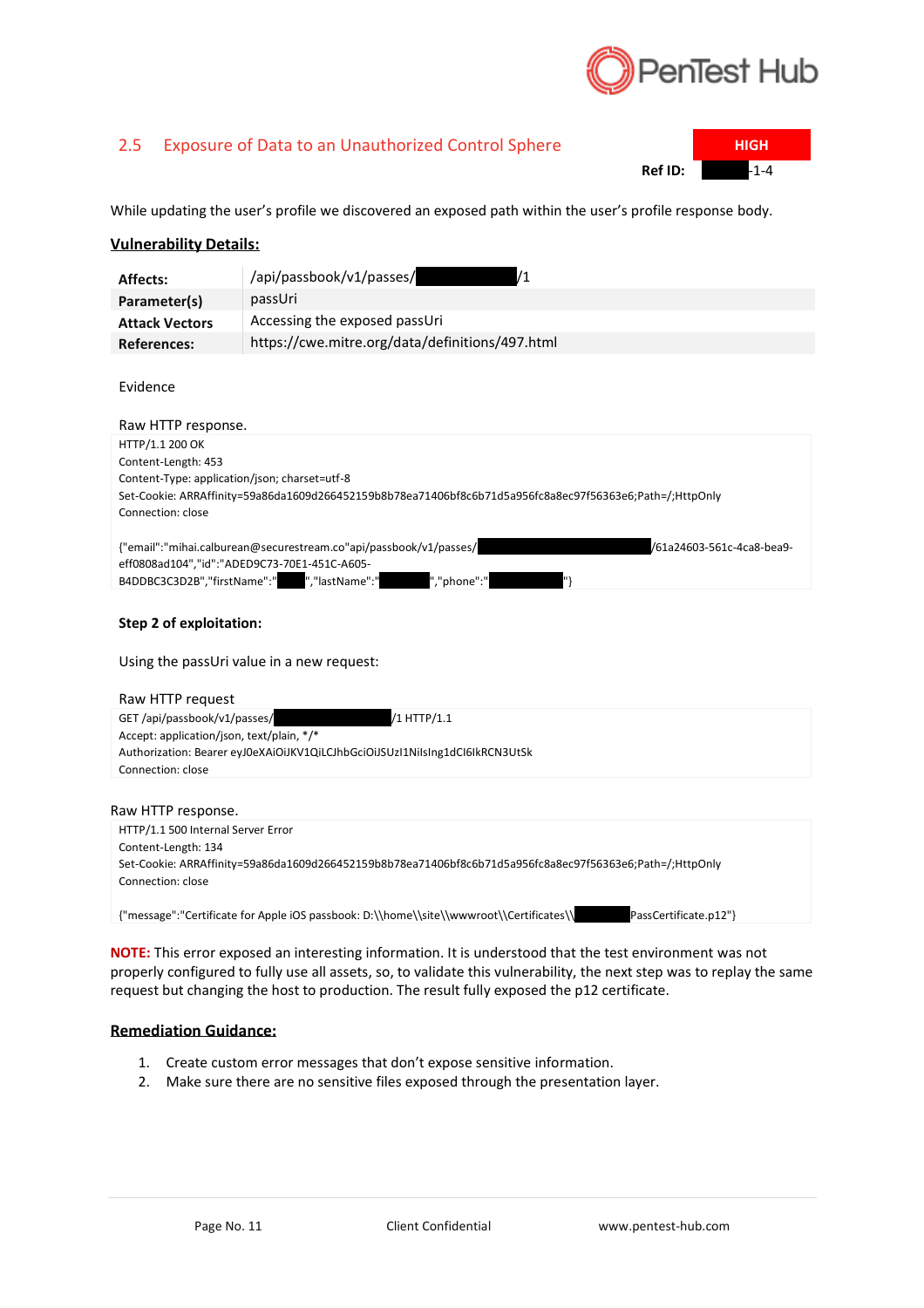## 2.5 Exposure of Data to an Unauthorized Control Sphere

**HIGH**

**Ref ID:** -1-4

While updating the user's profile we discovered an exposed path within the user's profile response body.

**Vulnerability Details:**

| | |
|---|---|
| **Affects:** | /api/passbook/v1/passes/ /1 |
| **Parameter(s)** | passUri |
| **Attack Vectors** | Accessing the exposed passUri |
| **References:** | https://cwe.mitre.org/data/definitions/497.html |

Evidence

Raw HTTP response.

```
HTTP/1.1 200 OK
Content-Length: 453
Content-Type: application/json; charset=utf-8
Set-Cookie: ARRAffinity=59a86da1609d266452159b8b78ea71406bf8c6b71d5a956fc8a8ec97f56363e6;Path=/;HttpOnly
Connection: close

{"email":"mihai.calburean@securestream.co"api/passbook/v1/passes/ /61a24603-561c-4ca8-bea9-eff0808ad104","id":"ADED9C73-70E1-451C-A605-B4DDBC3C3D2B","firstName":" ","lastName":" ","phone":" "}
```

**Step 2 of exploitation:**

Using the passUri value in a new request:

Raw HTTP request

```
GET /api/passbook/v1/passes/ /1 HTTP/1.1
Accept: application/json, text/plain, */*
Authorization: Bearer eyJ0eXAiOiJKV1QiLCJhbGciOiJSUzI1NiIsIng1dCI6IkRCN3UtSk
Connection: close
```

Raw HTTP response.

```
HTTP/1.1 500 Internal Server Error
Content-Length: 134
Set-Cookie: ARRAffinity=59a86da1609d266452159b8b78ea71406bf8c6b71d5a956fc8a8ec97f56363e6;Path=/;HttpOnly
Connection: close

{"message":"Certificate for Apple iOS passbook: D:\\home\\site\\wwwroot\\Certificates\\ PassCertificate.p12"}
```

**NOTE:** This error exposed an interesting information. It is understood that the test environment was not properly configured to fully use all assets, so, to validate this vulnerability, the next step was to replay the same request but changing the host to production. The result fully exposed the p12 certificate.

**Remediation Guidance:**

1. Create custom error messages that don't expose sensitive information.
2. Make sure there are no sensitive files exposed through the presentation layer.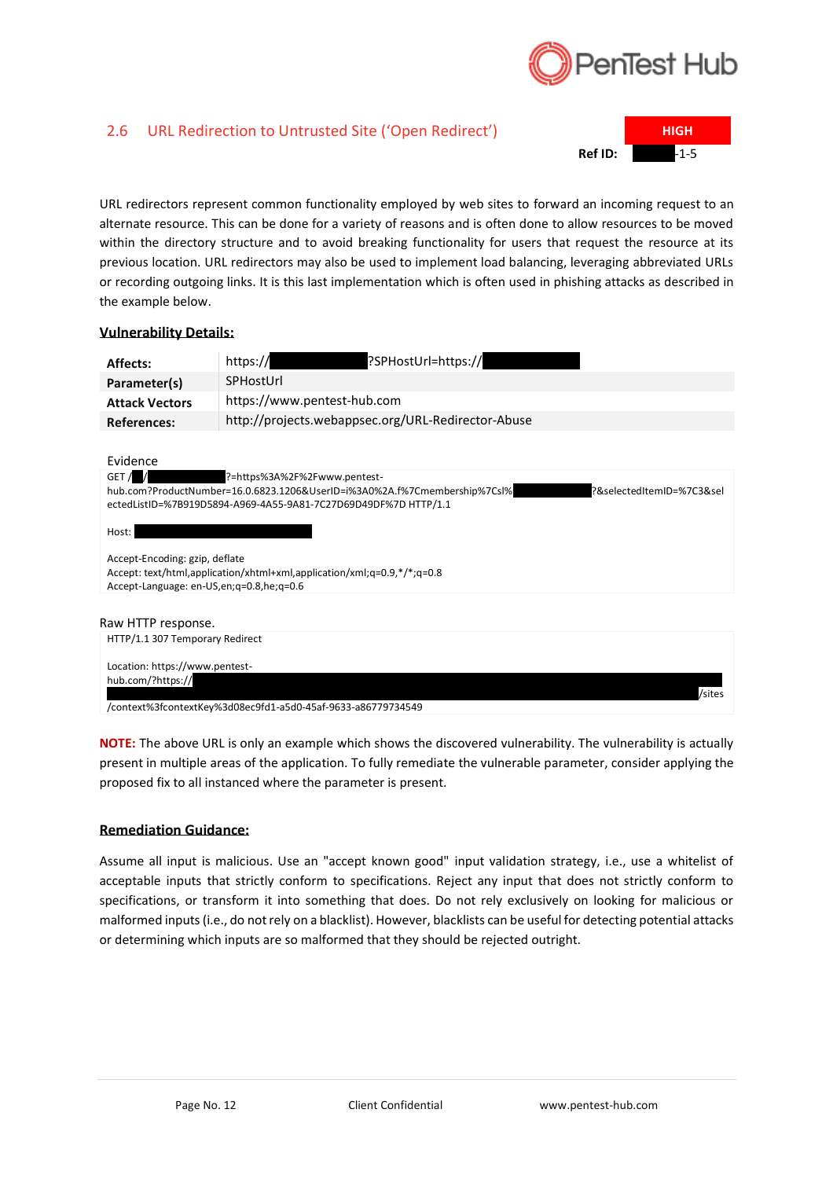## 2.6 URL Redirection to Untrusted Site ('Open Redirect')

**HIGH**

**Ref ID:** -1-5

URL redirectors represent common functionality employed by web sites to forward an incoming request to an alternate resource. This can be done for a variety of reasons and is often done to allow resources to be moved within the directory structure and to avoid breaking functionality for users that request the resource at its previous location. URL redirectors may also be used to implement load balancing, leveraging abbreviated URLs or recording outgoing links. It is this last implementation which is often used in phishing attacks as described in the example below.

### Vulnerability Details:

| | |
|---|---|
| **Affects:** | https:// ?SPHostUrl=https:// |
| **Parameter(s)** | SPHostUrl |
| **Attack Vectors** | https://www.pentest-hub.com |
| **References:** | http://projects.webappsec.org/URL-Redirector-Abuse |

Evidence

```
GET / / ?=https%3A%2F%2Fwww.pentest-hub.com?ProductNumber=16.0.6823.1206&UserID=i%3A0%2A.f%7Cmembership%7CsI% ?&selectedItemID=%7C3&selectedListID=%7B919D5894-A969-4A55-9A81-7C27D69D49DF%7D HTTP/1.1

Host: 

Accept-Encoding: gzip, deflate
Accept: text/html,application/xhtml+xml,application/xml;q=0.9,*/*;q=0.8
Accept-Language: en-US,en;q=0.8,he;q=0.6
```

Raw HTTP response.

```
HTTP/1.1 307 Temporary Redirect

Location: https://www.pentest-hub.com/?https:// /sites
/context%3fcontextKey%3d08ec9fd1-a5d0-45af-9633-a86779734549
```

**NOTE:** The above URL is only an example which shows the discovered vulnerability. The vulnerability is actually present in multiple areas of the application. To fully remediate the vulnerable parameter, consider applying the proposed fix to all instanced where the parameter is present.

### Remediation Guidance:

Assume all input is malicious. Use an "accept known good" input validation strategy, i.e., use a whitelist of acceptable inputs that strictly conform to specifications. Reject any input that does not strictly conform to specifications, or transform it into something that does. Do not rely exclusively on looking for malicious or malformed inputs (i.e., do not rely on a blacklist). However, blacklists can be useful for detecting potential attacks or determining which inputs are so malformed that they should be rejected outright.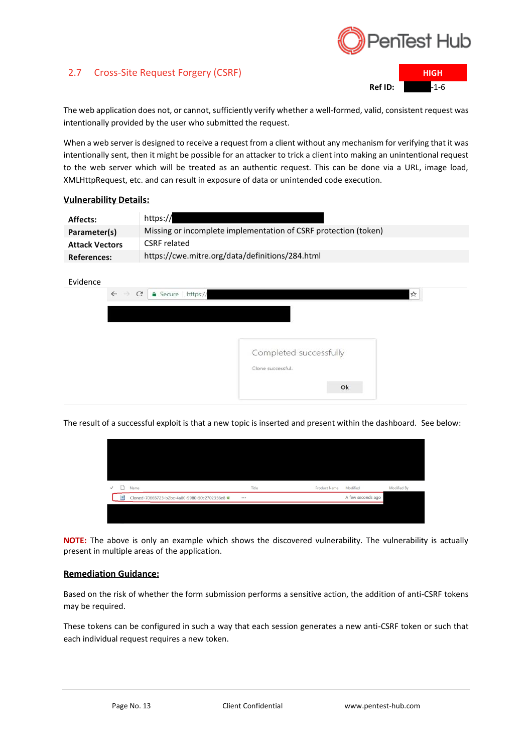## 2.7 Cross-Site Request Forgery (CSRF)

**HIGH**

**Ref ID:** -1-6

The web application does not, or cannot, sufficiently verify whether a well-formed, valid, consistent request was intentionally provided by the user who submitted the request.

When a web server is designed to receive a request from a client without any mechanism for verifying that it was intentionally sent, then it might be possible for an attacker to trick a client into making an unintentional request to the web server which will be treated as an authentic request. This can be done via a URL, image load, XMLHttpRequest, etc. and can result in exposure of data or unintended code execution.

**Vulnerability Details:**

| | |
|---|---|
| **Affects:** | https:// |
| **Parameter(s)** | Missing or incomplete implementation of CSRF protection (token) |
| **Attack Vectors** | CSRF related |
| **References:** | https://cwe.mitre.org/data/definitions/284.html |

Evidence

The result of a successful exploit is that a new topic is inserted and present within the dashboard. See below:

**NOTE:** The above is only an example which shows the discovered vulnerability. The vulnerability is actually present in multiple areas of the application.

**Remediation Guidance:**

Based on the risk of whether the form submission performs a sensitive action, the addition of anti-CSRF tokens may be required.

These tokens can be configured in such a way that each session generates a new anti-CSRF token or such that each individual request requires a new token.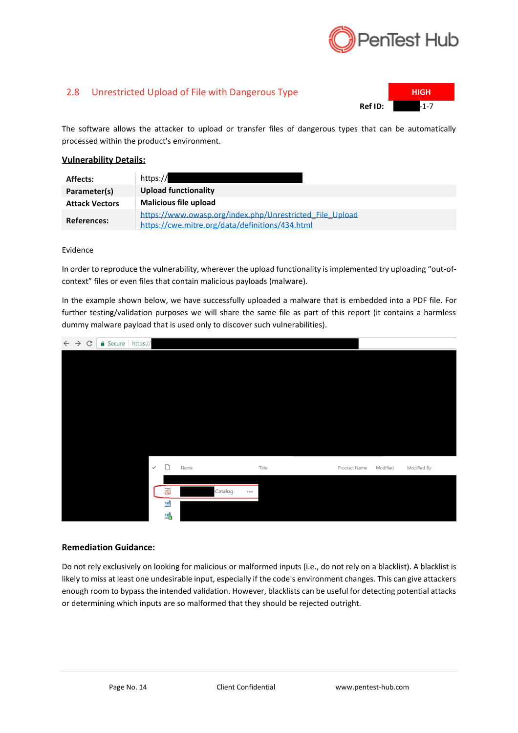## 2.8 Unrestricted Upload of File with Dangerous Type

**HIGH**

**Ref ID:** -1-7

The software allows the attacker to upload or transfer files of dangerous types that can be automatically processed within the product's environment.

**Vulnerability Details:**

| | |
|---|---|
| **Affects:** | https:// |
| **Parameter(s)** | **Upload functionality** |
| **Attack Vectors** | **Malicious file upload** |
| **References:** | https://www.owasp.org/index.php/Unrestricted_File_Upload<br>https://cwe.mitre.org/data/definitions/434.html |

Evidence

In order to reproduce the vulnerability, wherever the upload functionality is implemented try uploading "out-of-context" files or even files that contain malicious payloads (malware).

In the example shown below, we have successfully uploaded a malware that is embedded into a PDF file. For further testing/validation purposes we will share the same file as part of this report (it contains a harmless dummy malware payload that is used only to discover such vulnerabilities).

**Remediation Guidance:**

Do not rely exclusively on looking for malicious or malformed inputs (i.e., do not rely on a blacklist). A blacklist is likely to miss at least one undesirable input, especially if the code's environment changes. This can give attackers enough room to bypass the intended validation. However, blacklists can be useful for detecting potential attacks or determining which inputs are so malformed that they should be rejected outright.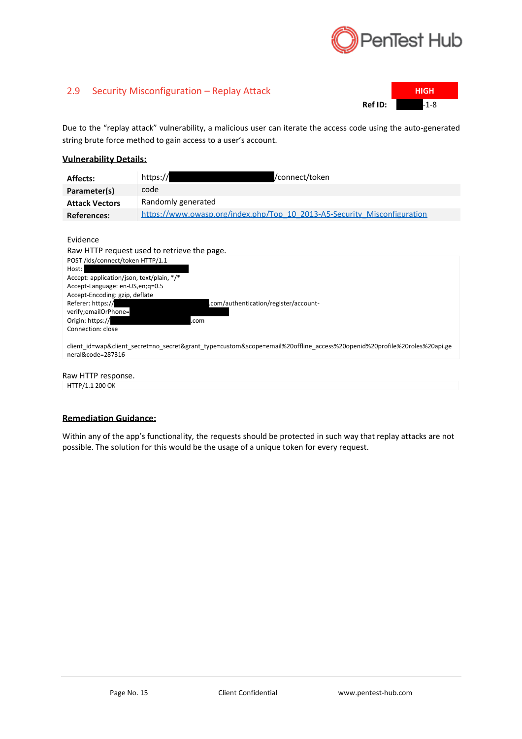## 2.9 Security Misconfiguration – Replay Attack

**HIGH**

**Ref ID:** -1-8

Due to the "replay attack" vulnerability, a malicious user can iterate the access code using the auto-generated string brute force method to gain access to a user's account.

**Vulnerability Details:**

| | |
|---|---|
| **Affects:** | https:// /connect/token |
| **Parameter(s)** | code |
| **Attack Vectors** | Randomly generated |
| **References:** | https://www.owasp.org/index.php/Top_10_2013-A5-Security_Misconfiguration |

Evidence

Raw HTTP request used to retrieve the page.

```
POST /ids/connect/token HTTP/1.1
Host: 
Accept: application/json, text/plain, */*
Accept-Language: en-US,en;q=0.5
Accept-Encoding: gzip, deflate
Referer: https:// .com/authentication/register/account-verify;emailOrPhone=
Origin: https:// .com
Connection: close

client_id=wap&client_secret=no_secret&grant_type=custom&scope=email%20offline_access%20openid%20profile%20roles%20api.general&code=287316
```

Raw HTTP response.

```
HTTP/1.1 200 OK
```

**Remediation Guidance:**

Within any of the app's functionality, the requests should be protected in such way that replay attacks are not possible. The solution for this would be the usage of a unique token for every request.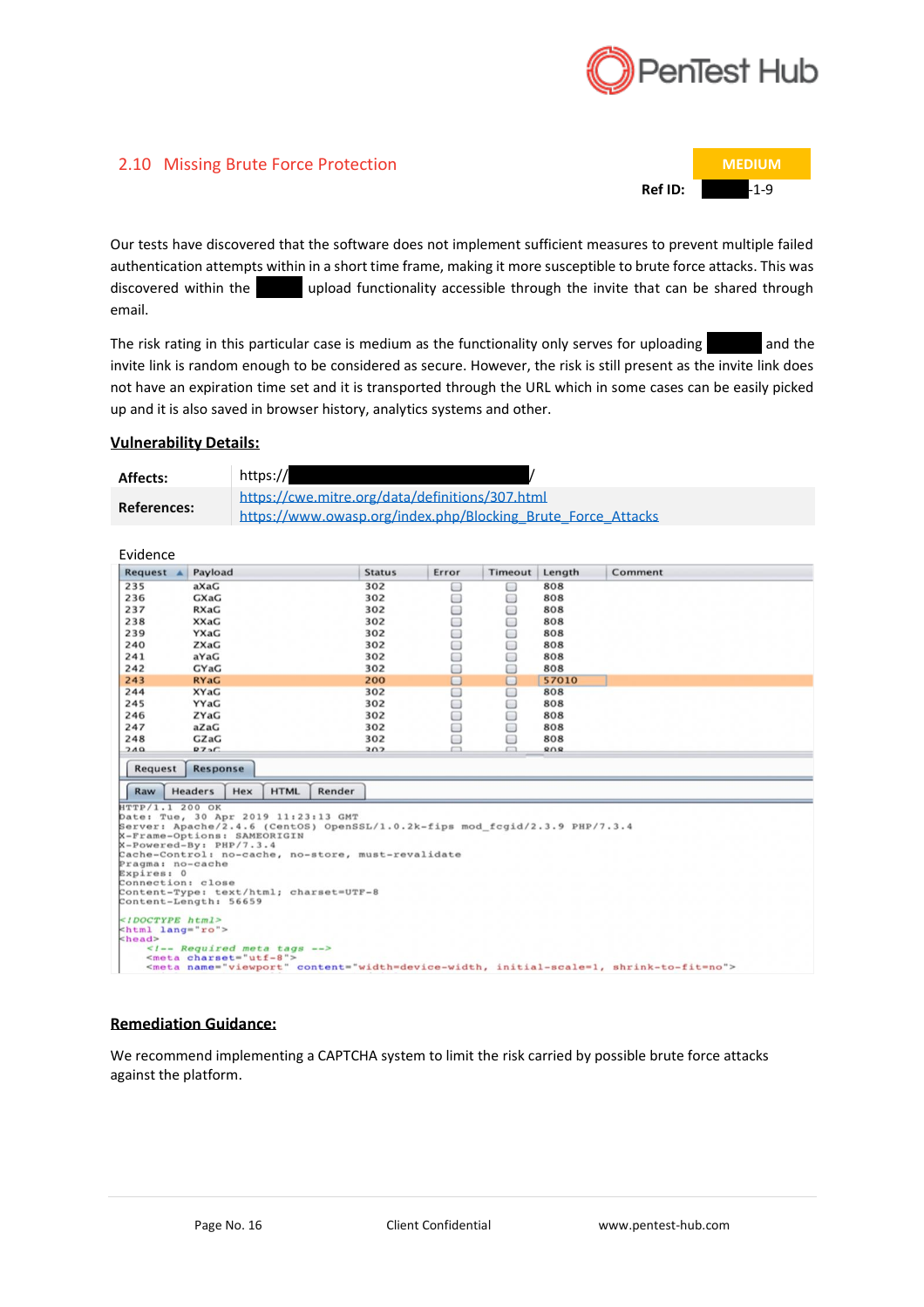## 2.10 Missing Brute Force Protection

**MEDIUM**

**Ref ID:** -1-9

Our tests have discovered that the software does not implement sufficient measures to prevent multiple failed authentication attempts within in a short time frame, making it more susceptible to brute force attacks. This was discovered within the upload functionality accessible through the invite that can be shared through email.

The risk rating in this particular case is medium as the functionality only serves for uploading and the invite link is random enough to be considered as secure. However, the risk is still present as the invite link does not have an expiration time set and it is transported through the URL which in some cases can be easily picked up and it is also saved in browser history, analytics systems and other.

### Vulnerability Details:

| | |
|---|---|
| **Affects:** | https:// / |
| **References:** | https://cwe.mitre.org/data/definitions/307.html<br>https://www.owasp.org/index.php/Blocking_Brute_Force_Attacks |

Evidence

| Request | Payload | Status | Error | Timeout | Length | Comment |
|---|---|---|---|---|---|---|
| 235 | aXaG | 302 | | | 808 | |
| 236 | GXaG | 302 | | | 808 | |
| 237 | RXaG | 302 | | | 808 | |
| 238 | XXaG | 302 | | | 808 | |
| 239 | YXaG | 302 | | | 808 | |
| 240 | ZXaG | 302 | | | 808 | |
| 241 | aYaG | 302 | | | 808 | |
| 242 | GYaG | 302 | | | 808 | |
| 243 | RYaG | 200 | | | 57010 | |
| 244 | XYaG | 302 | | | 808 | |
| 245 | YYaG | 302 | | | 808 | |
| 246 | ZYaG | 302 | | | 808 | |
| 247 | aZaG | 302 | | | 808 | |
| 248 | GZaG | 302 | | | 808 | |
| 249 | RZaG | 302 | | | 808 | |

Request | Response

Raw | Headers | Hex | HTML | Render

```
HTTP/1.1 200 OK
Date: Tue, 30 Apr 2019 11:23:13 GMT
Server: Apache/2.4.6 (CentOS) OpenSSL/1.0.2k-fips mod_fcgid/2.3.9 PHP/7.3.4
X-Frame-Options: SAMEORIGIN
X-Powered-By: PHP/7.3.4
Cache-Control: no-cache, no-store, must-revalidate
Pragma: no-cache
Expires: 0
Connection: close
Content-Type: text/html; charset=UTF-8
Content-Length: 56659

<!DOCTYPE html>
<html lang="ro">
<head>
    <!-- Required meta tags -->
    <meta charset="utf-8">
    <meta name="viewport" content="width=device-width, initial-scale=1, shrink-to-fit=no">
```

### Remediation Guidance:

We recommend implementing a CAPTCHA system to limit the risk carried by possible brute force attacks against the platform.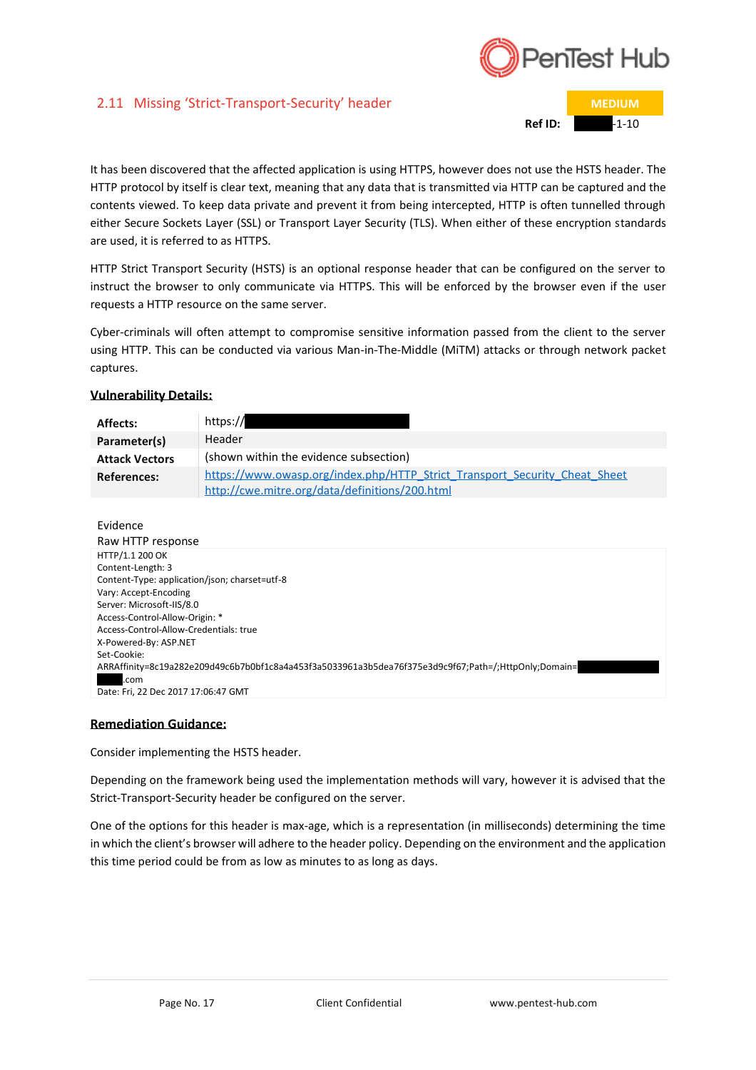## 2.11 Missing 'Strict-Transport-Security' header

**MEDIUM**

**Ref ID:** -1-10

It has been discovered that the affected application is using HTTPS, however does not use the HSTS header. The HTTP protocol by itself is clear text, meaning that any data that is transmitted via HTTP can be captured and the contents viewed. To keep data private and prevent it from being intercepted, HTTP is often tunnelled through either Secure Sockets Layer (SSL) or Transport Layer Security (TLS). When either of these encryption standards are used, it is referred to as HTTPS.

HTTP Strict Transport Security (HSTS) is an optional response header that can be configured on the server to instruct the browser to only communicate via HTTPS. This will be enforced by the browser even if the user requests a HTTP resource on the same server.

Cyber-criminals will often attempt to compromise sensitive information passed from the client to the server using HTTP. This can be conducted via various Man-in-The-Middle (MiTM) attacks or through network packet captures.

### Vulnerability Details:

| | |
|---|---|
| **Affects:** | https:// |
| **Parameter(s)** | Header |
| **Attack Vectors** | (shown within the evidence subsection) |
| **References:** | https://www.owasp.org/index.php/HTTP_Strict_Transport_Security_Cheat_Sheet<br>http://cwe.mitre.org/data/definitions/200.html |

Evidence

Raw HTTP response

```
HTTP/1.1 200 OK
Content-Length: 3
Content-Type: application/json; charset=utf-8
Vary: Accept-Encoding
Server: Microsoft-IIS/8.0
Access-Control-Allow-Origin: *
Access-Control-Allow-Credentials: true
X-Powered-By: ASP.NET
Set-Cookie:
ARRAffinity=8c19a282e209d49c6b7b0bf1c8a4a453f3a5033961a3b5dea76f375e3d9c9f67;Path=/;HttpOnly;Domain=
.com
Date: Fri, 22 Dec 2017 17:06:47 GMT
```

### Remediation Guidance:

Consider implementing the HSTS header.

Depending on the framework being used the implementation methods will vary, however it is advised that the Strict-Transport-Security header be configured on the server.

One of the options for this header is max-age, which is a representation (in milliseconds) determining the time in which the client's browser will adhere to the header policy. Depending on the environment and the application this time period could be from as low as minutes to as long as days.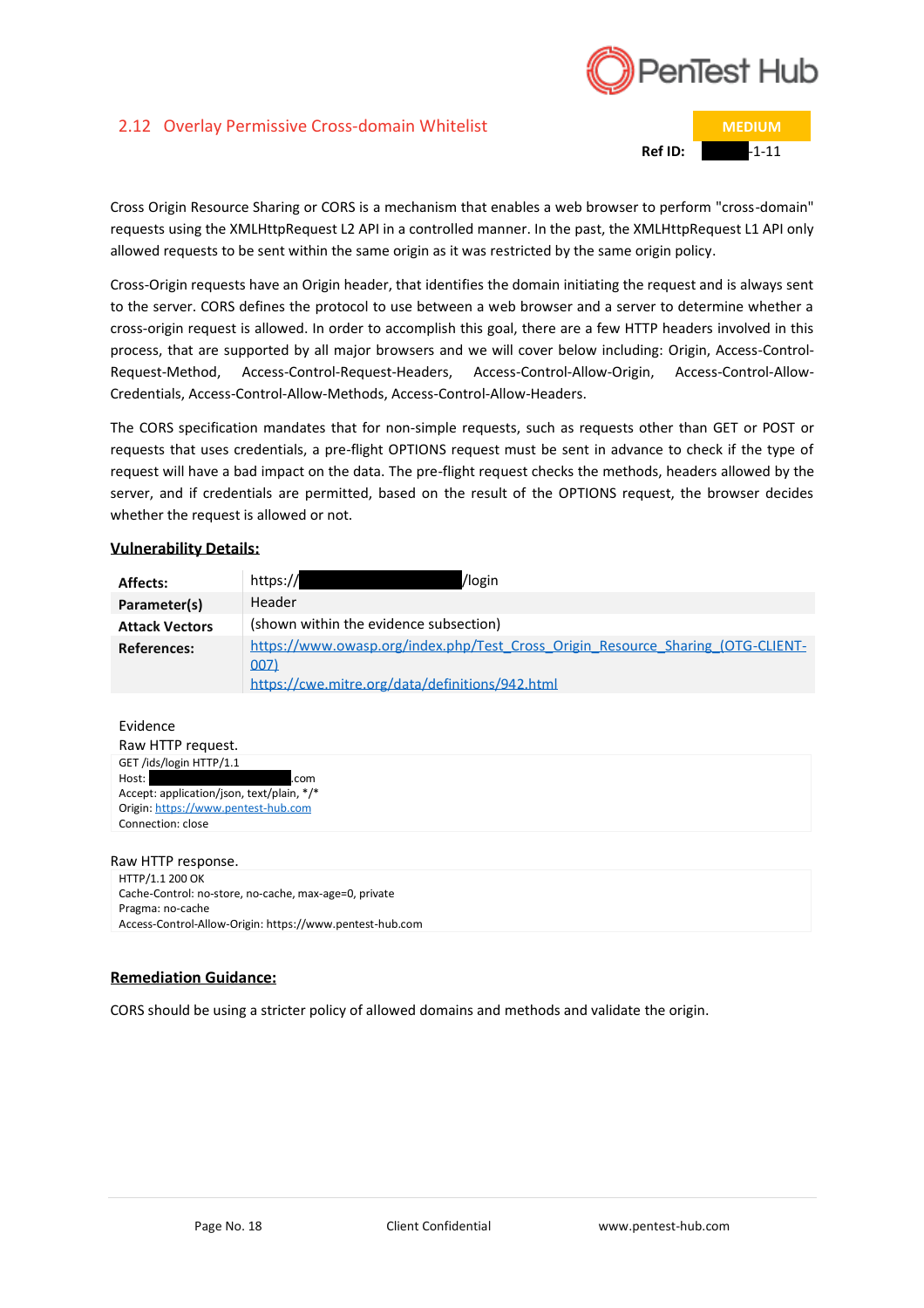## 2.12 Overlay Permissive Cross-domain Whitelist

**MEDIUM**

**Ref ID:** -1-11

Cross Origin Resource Sharing or CORS is a mechanism that enables a web browser to perform "cross-domain" requests using the XMLHttpRequest L2 API in a controlled manner. In the past, the XMLHttpRequest L1 API only allowed requests to be sent within the same origin as it was restricted by the same origin policy.

Cross-Origin requests have an Origin header, that identifies the domain initiating the request and is always sent to the server. CORS defines the protocol to use between a web browser and a server to determine whether a cross-origin request is allowed. In order to accomplish this goal, there are a few HTTP headers involved in this process, that are supported by all major browsers and we will cover below including: Origin, Access-Control-Request-Method, Access-Control-Request-Headers, Access-Control-Allow-Origin, Access-Control-Allow-Credentials, Access-Control-Allow-Methods, Access-Control-Allow-Headers.

The CORS specification mandates that for non-simple requests, such as requests other than GET or POST or requests that uses credentials, a pre-flight OPTIONS request must be sent in advance to check if the type of request will have a bad impact on the data. The pre-flight request checks the methods, headers allowed by the server, and if credentials are permitted, based on the result of the OPTIONS request, the browser decides whether the request is allowed or not.

### Vulnerability Details:

| | |
|---|---|
| **Affects:** | https:// /login |
| **Parameter(s)** | Header |
| **Attack Vectors** | (shown within the evidence subsection) |
| **References:** | https://www.owasp.org/index.php/Test_Cross_Origin_Resource_Sharing_(OTG-CLIENT-007) <br> https://cwe.mitre.org/data/definitions/942.html |

Evidence

Raw HTTP request.

```
GET /ids/login HTTP/1.1
Host: .com
Accept: application/json, text/plain, */*
Origin: https://www.pentest-hub.com
Connection: close
```

Raw HTTP response.

```
HTTP/1.1 200 OK
Cache-Control: no-store, no-cache, max-age=0, private
Pragma: no-cache
Access-Control-Allow-Origin: https://www.pentest-hub.com
```

### Remediation Guidance:

CORS should be using a stricter policy of allowed domains and methods and validate the origin.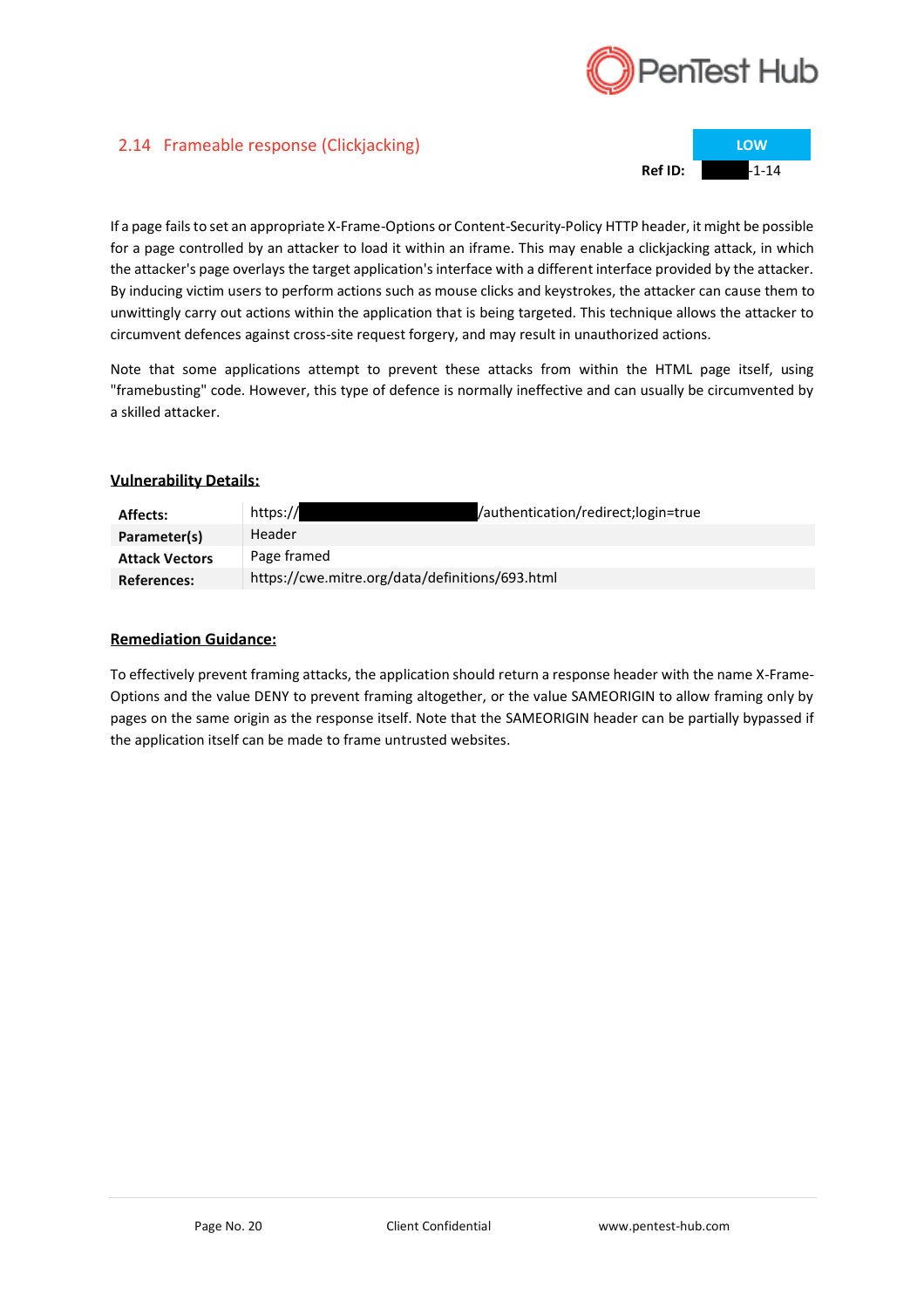## 2.14 Frameable response (Clickjacking)

**LOW**

**Ref ID:** -1-14

If a page fails to set an appropriate X-Frame-Options or Content-Security-Policy HTTP header, it might be possible for a page controlled by an attacker to load it within an iframe. This may enable a clickjacking attack, in which the attacker's page overlays the target application's interface with a different interface provided by the attacker. By inducing victim users to perform actions such as mouse clicks and keystrokes, the attacker can cause them to unwittingly carry out actions within the application that is being targeted. This technique allows the attacker to circumvent defences against cross-site request forgery, and may result in unauthorized actions.

Note that some applications attempt to prevent these attacks from within the HTML page itself, using "framebusting" code. However, this type of defence is normally ineffective and can usually be circumvented by a skilled attacker.

### Vulnerability Details:

| | |
|---|---|
| **Affects:** | https:// /authentication/redirect;login=true |
| **Parameter(s)** | Header |
| **Attack Vectors** | Page framed |
| **References:** | https://cwe.mitre.org/data/definitions/693.html |

### Remediation Guidance:

To effectively prevent framing attacks, the application should return a response header with the name X-Frame-Options and the value DENY to prevent framing altogether, or the value SAMEORIGIN to allow framing only by pages on the same origin as the response itself. Note that the SAMEORIGIN header can be partially bypassed if the application itself can be made to frame untrusted websites.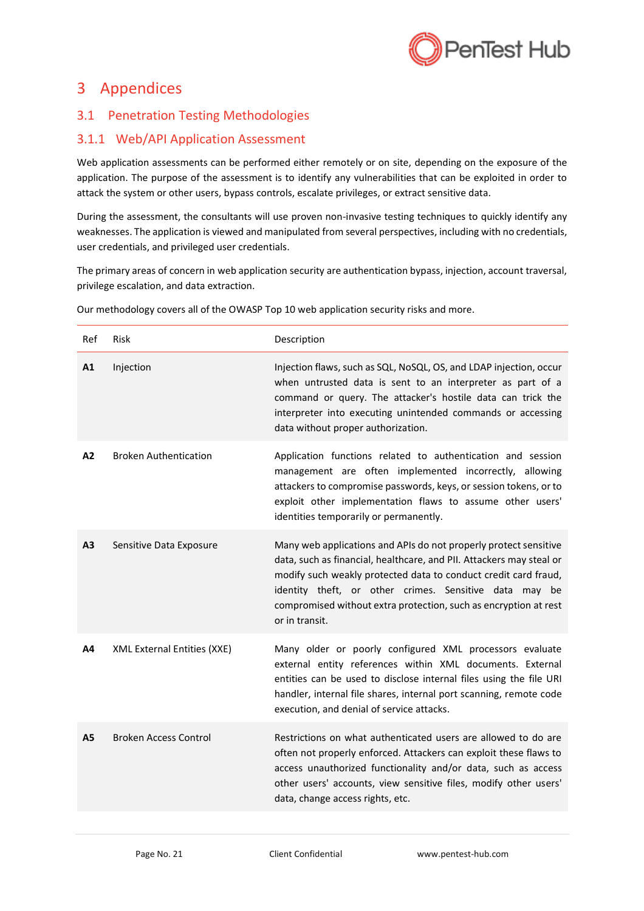# 3 Appendices

## 3.1 Penetration Testing Methodologies

### 3.1.1 Web/API Application Assessment

Web application assessments can be performed either remotely or on site, depending on the exposure of the application. The purpose of the assessment is to identify any vulnerabilities that can be exploited in order to attack the system or other users, bypass controls, escalate privileges, or extract sensitive data.

During the assessment, the consultants will use proven non-invasive testing techniques to quickly identify any weaknesses. The application is viewed and manipulated from several perspectives, including with no credentials, user credentials, and privileged user credentials.

The primary areas of concern in web application security are authentication bypass, injection, account traversal, privilege escalation, and data extraction.

Our methodology covers all of the OWASP Top 10 web application security risks and more.

| Ref | Risk | Description |
|---|---|---|
| **A1** | Injection | Injection flaws, such as SQL, NoSQL, OS, and LDAP injection, occur when untrusted data is sent to an interpreter as part of a command or query. The attacker's hostile data can trick the interpreter into executing unintended commands or accessing data without proper authorization. |
| **A2** | Broken Authentication | Application functions related to authentication and session management are often implemented incorrectly, allowing attackers to compromise passwords, keys, or session tokens, or to exploit other implementation flaws to assume other users' identities temporarily or permanently. |
| **A3** | Sensitive Data Exposure | Many web applications and APIs do not properly protect sensitive data, such as financial, healthcare, and PII. Attackers may steal or modify such weakly protected data to conduct credit card fraud, identity theft, or other crimes. Sensitive data may be compromised without extra protection, such as encryption at rest or in transit. |
| **A4** | XML External Entities (XXE) | Many older or poorly configured XML processors evaluate external entity references within XML documents. External entities can be used to disclose internal files using the file URI handler, internal file shares, internal port scanning, remote code execution, and denial of service attacks. |
| **A5** | Broken Access Control | Restrictions on what authenticated users are allowed to do are often not properly enforced. Attackers can exploit these flaws to access unauthorized functionality and/or data, such as access other users' accounts, view sensitive files, modify other users' data, change access rights, etc. |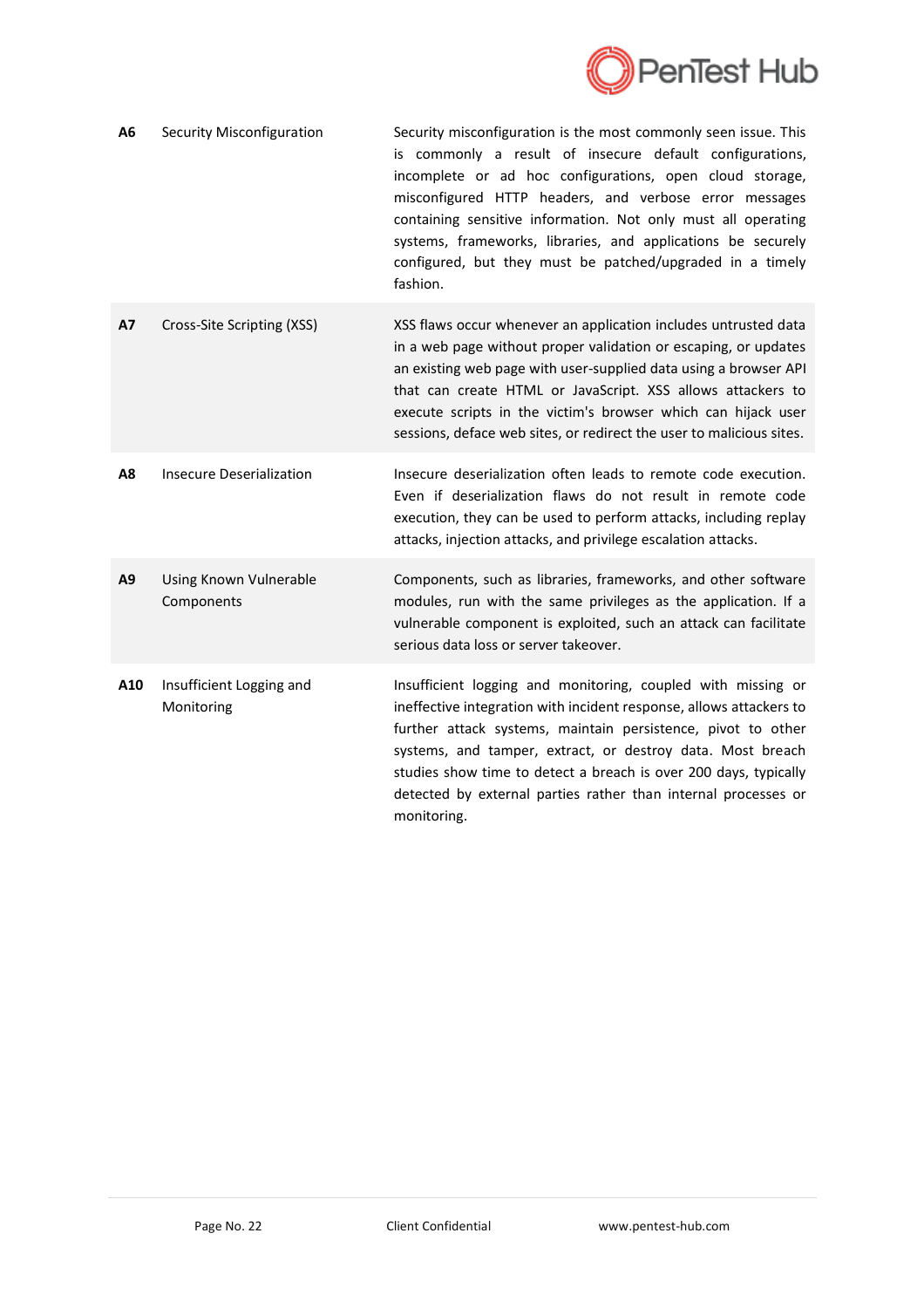| | | |
|---|---|---|
| **A6** | Security Misconfiguration | Security misconfiguration is the most commonly seen issue. This is commonly a result of insecure default configurations, incomplete or ad hoc configurations, open cloud storage, misconfigured HTTP headers, and verbose error messages containing sensitive information. Not only must all operating systems, frameworks, libraries, and applications be securely configured, but they must be patched/upgraded in a timely fashion. |
| **A7** | Cross-Site Scripting (XSS) | XSS flaws occur whenever an application includes untrusted data in a web page without proper validation or escaping, or updates an existing web page with user-supplied data using a browser API that can create HTML or JavaScript. XSS allows attackers to execute scripts in the victim's browser which can hijack user sessions, deface web sites, or redirect the user to malicious sites. |
| **A8** | Insecure Deserialization | Insecure deserialization often leads to remote code execution. Even if deserialization flaws do not result in remote code execution, they can be used to perform attacks, including replay attacks, injection attacks, and privilege escalation attacks. |
| **A9** | Using Known Vulnerable Components | Components, such as libraries, frameworks, and other software modules, run with the same privileges as the application. If a vulnerable component is exploited, such an attack can facilitate serious data loss or server takeover. |
| **A10** | Insufficient Logging and Monitoring | Insufficient logging and monitoring, coupled with missing or ineffective integration with incident response, allows attackers to further attack systems, maintain persistence, pivot to other systems, and tamper, extract, or destroy data. Most breach studies show time to detect a breach is over 200 days, typically detected by external parties rather than internal processes or monitoring. |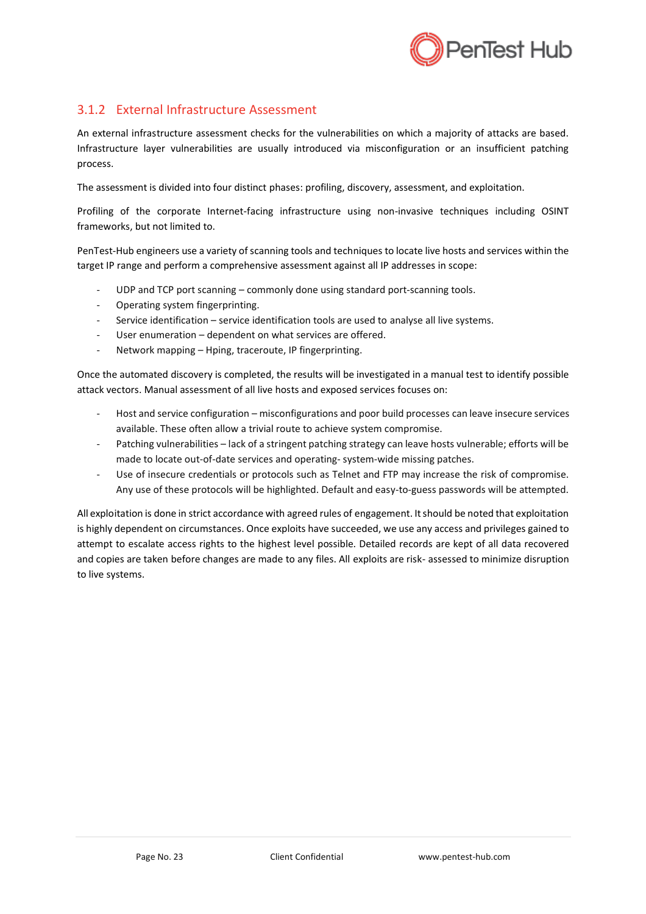### 3.1.2 External Infrastructure Assessment

An external infrastructure assessment checks for the vulnerabilities on which a majority of attacks are based. Infrastructure layer vulnerabilities are usually introduced via misconfiguration or an insufficient patching process.

The assessment is divided into four distinct phases: profiling, discovery, assessment, and exploitation.

Profiling of the corporate Internet-facing infrastructure using non-invasive techniques including OSINT frameworks, but not limited to.

PenTest-Hub engineers use a variety of scanning tools and techniques to locate live hosts and services within the target IP range and perform a comprehensive assessment against all IP addresses in scope:

- UDP and TCP port scanning – commonly done using standard port-scanning tools.
- Operating system fingerprinting.
- Service identification – service identification tools are used to analyse all live systems.
- User enumeration – dependent on what services are offered.
- Network mapping – Hping, traceroute, IP fingerprinting.

Once the automated discovery is completed, the results will be investigated in a manual test to identify possible attack vectors. Manual assessment of all live hosts and exposed services focuses on:

- Host and service configuration – misconfigurations and poor build processes can leave insecure services available. These often allow a trivial route to achieve system compromise.
- Patching vulnerabilities – lack of a stringent patching strategy can leave hosts vulnerable; efforts will be made to locate out-of-date services and operating- system-wide missing patches.
- Use of insecure credentials or protocols such as Telnet and FTP may increase the risk of compromise. Any use of these protocols will be highlighted. Default and easy-to-guess passwords will be attempted.

All exploitation is done in strict accordance with agreed rules of engagement. It should be noted that exploitation is highly dependent on circumstances. Once exploits have succeeded, we use any access and privileges gained to attempt to escalate access rights to the highest level possible. Detailed records are kept of all data recovered and copies are taken before changes are made to any files. All exploits are risk- assessed to minimize disruption to live systems.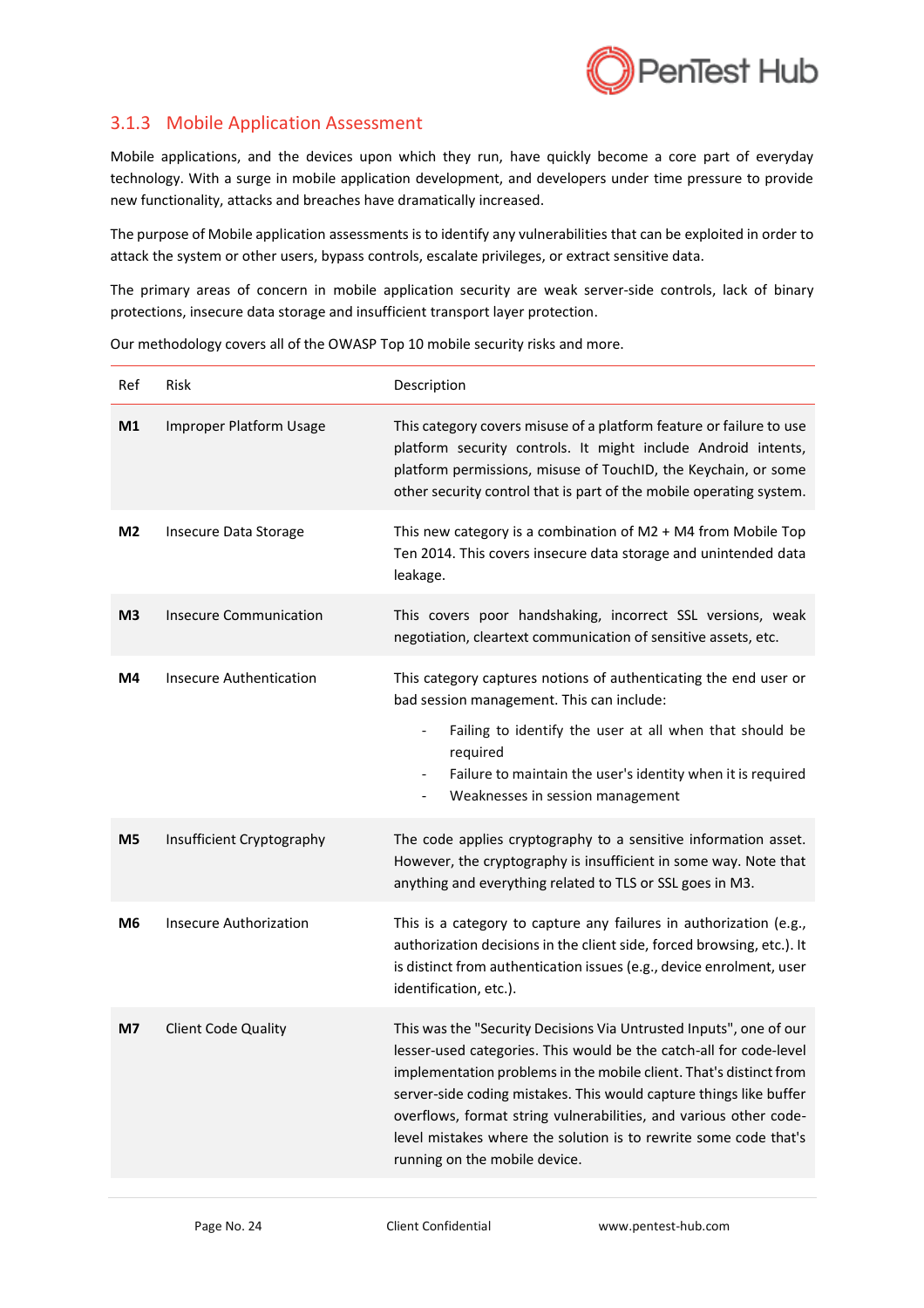### 3.1.3 Mobile Application Assessment

Mobile applications, and the devices upon which they run, have quickly become a core part of everyday technology. With a surge in mobile application development, and developers under time pressure to provide new functionality, attacks and breaches have dramatically increased.

The purpose of Mobile application assessments is to identify any vulnerabilities that can be exploited in order to attack the system or other users, bypass controls, escalate privileges, or extract sensitive data.

The primary areas of concern in mobile application security are weak server-side controls, lack of binary protections, insecure data storage and insufficient transport layer protection.

Our methodology covers all of the OWASP Top 10 mobile security risks and more.

| Ref | Risk | Description |
|---|---|---|
| **M1** | Improper Platform Usage | This category covers misuse of a platform feature or failure to use platform security controls. It might include Android intents, platform permissions, misuse of TouchID, the Keychain, or some other security control that is part of the mobile operating system. |
| **M2** | Insecure Data Storage | This new category is a combination of M2 + M4 from Mobile Top Ten 2014. This covers insecure data storage and unintended data leakage. |
| **M3** | Insecure Communication | This covers poor handshaking, incorrect SSL versions, weak negotiation, cleartext communication of sensitive assets, etc. |
| **M4** | Insecure Authentication | This category captures notions of authenticating the end user or bad session management. This can include:<br>- Failing to identify the user at all when that should be required<br>- Failure to maintain the user's identity when it is required<br>- Weaknesses in session management |
| **M5** | Insufficient Cryptography | The code applies cryptography to a sensitive information asset. However, the cryptography is insufficient in some way. Note that anything and everything related to TLS or SSL goes in M3. |
| **M6** | Insecure Authorization | This is a category to capture any failures in authorization (e.g., authorization decisions in the client side, forced browsing, etc.). It is distinct from authentication issues (e.g., device enrolment, user identification, etc.). |
| **M7** | Client Code Quality | This was the "Security Decisions Via Untrusted Inputs", one of our lesser-used categories. This would be the catch-all for code-level implementation problems in the mobile client. That's distinct from server-side coding mistakes. This would capture things like buffer overflows, format string vulnerabilities, and various other code-level mistakes where the solution is to rewrite some code that's running on the mobile device. |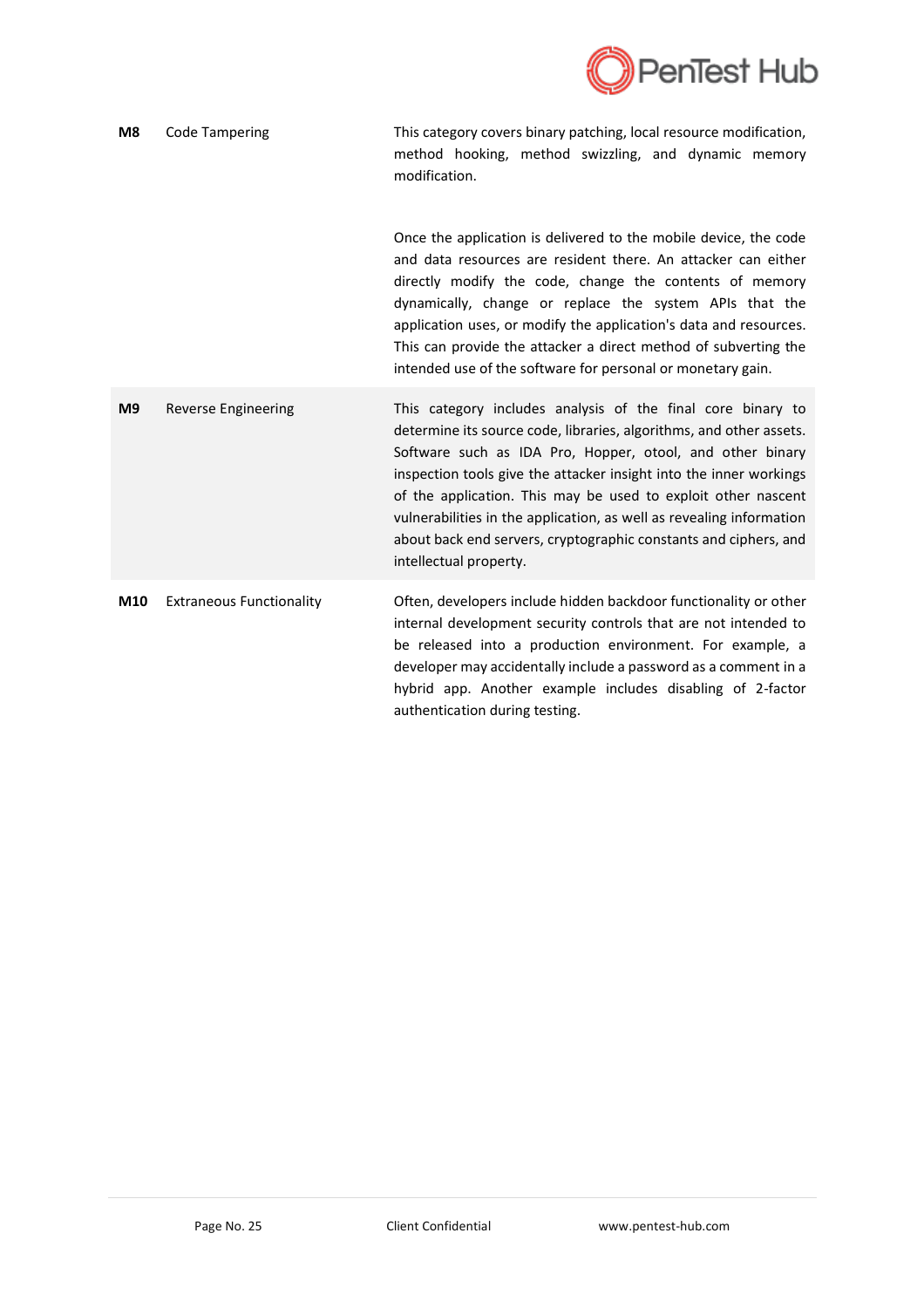| | | |
|---|---|---|
| **M8** | Code Tampering | This category covers binary patching, local resource modification, method hooking, method swizzling, and dynamic memory modification.<br><br>Once the application is delivered to the mobile device, the code and data resources are resident there. An attacker can either directly modify the code, change the contents of memory dynamically, change or replace the system APIs that the application uses, or modify the application's data and resources. This can provide the attacker a direct method of subverting the intended use of the software for personal or monetary gain. |
| **M9** | Reverse Engineering | This category includes analysis of the final core binary to determine its source code, libraries, algorithms, and other assets. Software such as IDA Pro, Hopper, otool, and other binary inspection tools give the attacker insight into the inner workings of the application. This may be used to exploit other nascent vulnerabilities in the application, as well as revealing information about back end servers, cryptographic constants and ciphers, and intellectual property. |
| **M10** | Extraneous Functionality | Often, developers include hidden backdoor functionality or other internal development security controls that are not intended to be released into a production environment. For example, a developer may accidentally include a password as a comment in a hybrid app. Another example includes disabling of 2-factor authentication during testing. |